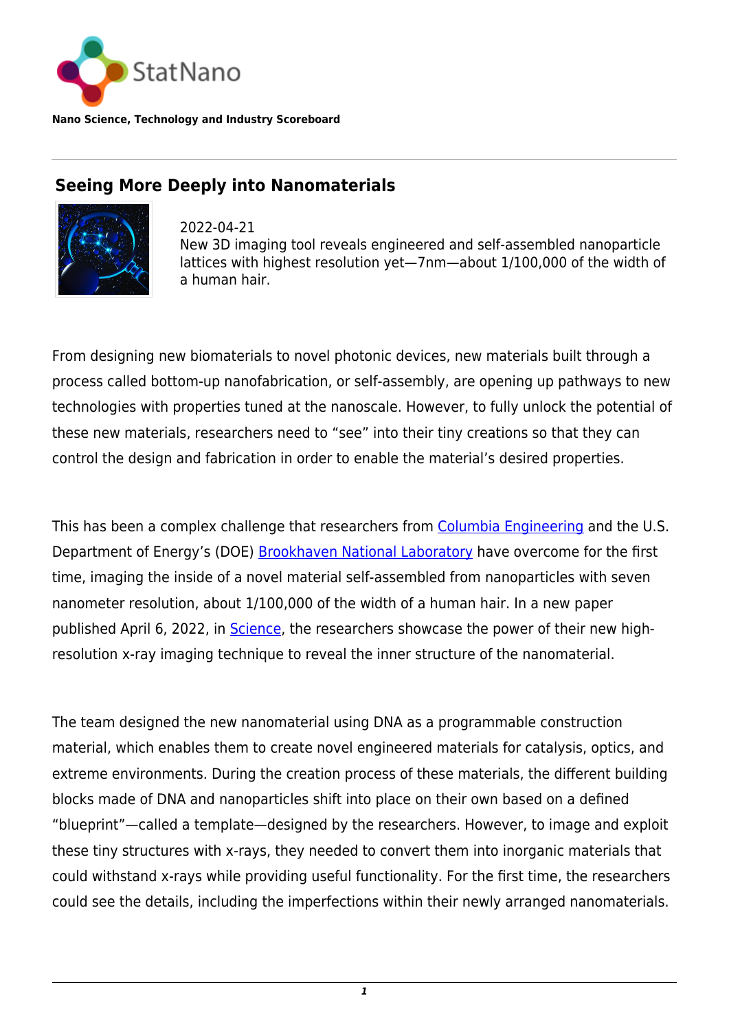StatNano

**Nano Science, Technology and Industry Scoreboard**

## Seeing More Deeply into Nanomaterials

2022-04-21
New 3D imaging tool reveals engineered and self-assembled nanoparticle lattices with highest resolution yet—7nm—about 1/100,000 of the width of a human hair.

From designing new biomaterials to novel photonic devices, new materials built through a process called bottom-up nanofabrication, or self-assembly, are opening up pathways to new technologies with properties tuned at the nanoscale. However, to fully unlock the potential of these new materials, researchers need to "see" into their tiny creations so that they can control the design and fabrication in order to enable the material's desired properties.

This has been a complex challenge that researchers from Columbia Engineering and the U.S. Department of Energy's (DOE) Brookhaven National Laboratory have overcome for the first time, imaging the inside of a novel material self-assembled from nanoparticles with seven nanometer resolution, about 1/100,000 of the width of a human hair. In a new paper published April 6, 2022, in Science, the researchers showcase the power of their new high-resolution x-ray imaging technique to reveal the inner structure of the nanomaterial.

The team designed the new nanomaterial using DNA as a programmable construction material, which enables them to create novel engineered materials for catalysis, optics, and extreme environments. During the creation process of these materials, the different building blocks made of DNA and nanoparticles shift into place on their own based on a defined "blueprint"—called a template—designed by the researchers. However, to image and exploit these tiny structures with x-rays, they needed to convert them into inorganic materials that could withstand x-rays while providing useful functionality. For the first time, the researchers could see the details, including the imperfections within their newly arranged nanomaterials.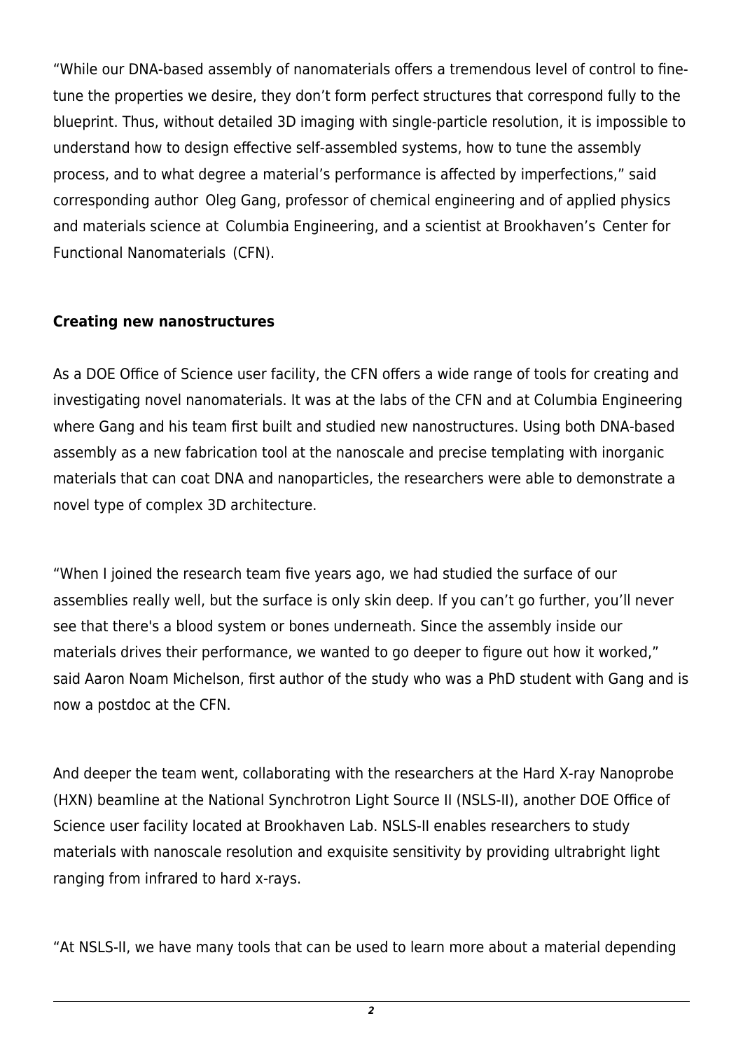“While our DNA-based assembly of nanomaterials offers a tremendous level of control to fine-tune the properties we desire, they don’t form perfect structures that correspond fully to the blueprint. Thus, without detailed 3D imaging with single-particle resolution, it is impossible to understand how to design effective self-assembled systems, how to tune the assembly process, and to what degree a material’s performance is affected by imperfections,” said corresponding author Oleg Gang, professor of chemical engineering and of applied physics and materials science at Columbia Engineering, and a scientist at Brookhaven’s Center for Functional Nanomaterials (CFN).

**Creating new nanostructures**

As a DOE Office of Science user facility, the CFN offers a wide range of tools for creating and investigating novel nanomaterials. It was at the labs of the CFN and at Columbia Engineering where Gang and his team first built and studied new nanostructures. Using both DNA-based assembly as a new fabrication tool at the nanoscale and precise templating with inorganic materials that can coat DNA and nanoparticles, the researchers were able to demonstrate a novel type of complex 3D architecture.

“When I joined the research team five years ago, we had studied the surface of our assemblies really well, but the surface is only skin deep. If you can’t go further, you’ll never see that there's a blood system or bones underneath. Since the assembly inside our materials drives their performance, we wanted to go deeper to figure out how it worked,” said Aaron Noam Michelson, first author of the study who was a PhD student with Gang and is now a postdoc at the CFN.

And deeper the team went, collaborating with the researchers at the Hard X-ray Nanoprobe (HXN) beamline at the National Synchrotron Light Source II (NSLS-II), another DOE Office of Science user facility located at Brookhaven Lab. NSLS-II enables researchers to study materials with nanoscale resolution and exquisite sensitivity by providing ultrabright light ranging from infrared to hard x-rays.

“At NSLS-II, we have many tools that can be used to learn more about a material depending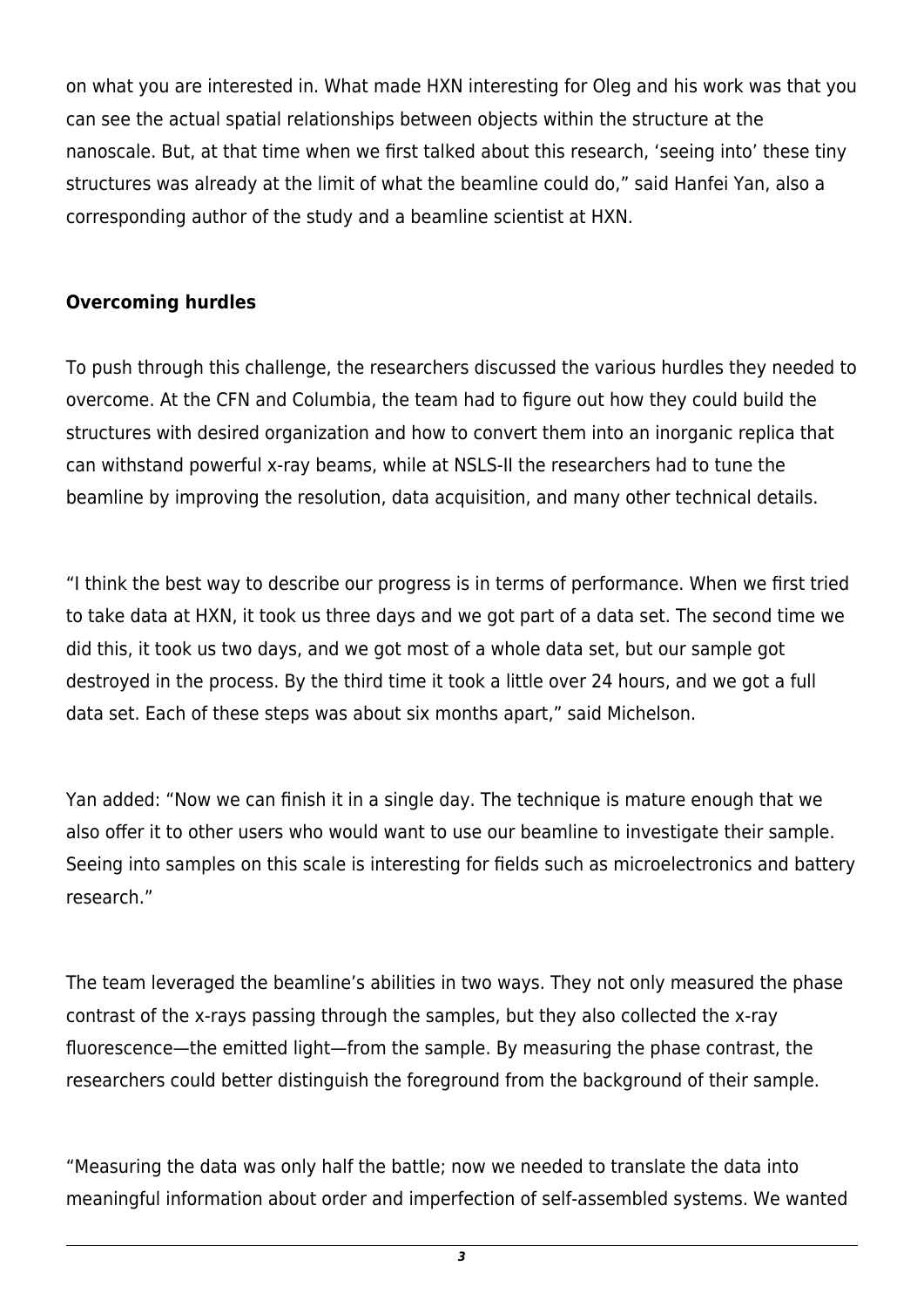on what you are interested in. What made HXN interesting for Oleg and his work was that you can see the actual spatial relationships between objects within the structure at the nanoscale. But, at that time when we first talked about this research, 'seeing into' these tiny structures was already at the limit of what the beamline could do," said Hanfei Yan, also a corresponding author of the study and a beamline scientist at HXN.

**Overcoming hurdles**

To push through this challenge, the researchers discussed the various hurdles they needed to overcome. At the CFN and Columbia, the team had to figure out how they could build the structures with desired organization and how to convert them into an inorganic replica that can withstand powerful x-ray beams, while at NSLS-II the researchers had to tune the beamline by improving the resolution, data acquisition, and many other technical details.

"I think the best way to describe our progress is in terms of performance. When we first tried to take data at HXN, it took us three days and we got part of a data set. The second time we did this, it took us two days, and we got most of a whole data set, but our sample got destroyed in the process. By the third time it took a little over 24 hours, and we got a full data set. Each of these steps was about six months apart," said Michelson.

Yan added: "Now we can finish it in a single day. The technique is mature enough that we also offer it to other users who would want to use our beamline to investigate their sample. Seeing into samples on this scale is interesting for fields such as microelectronics and battery research."

The team leveraged the beamline's abilities in two ways. They not only measured the phase contrast of the x-rays passing through the samples, but they also collected the x-ray fluorescence—the emitted light—from the sample. By measuring the phase contrast, the researchers could better distinguish the foreground from the background of their sample.

"Measuring the data was only half the battle; now we needed to translate the data into meaningful information about order and imperfection of self-assembled systems. We wanted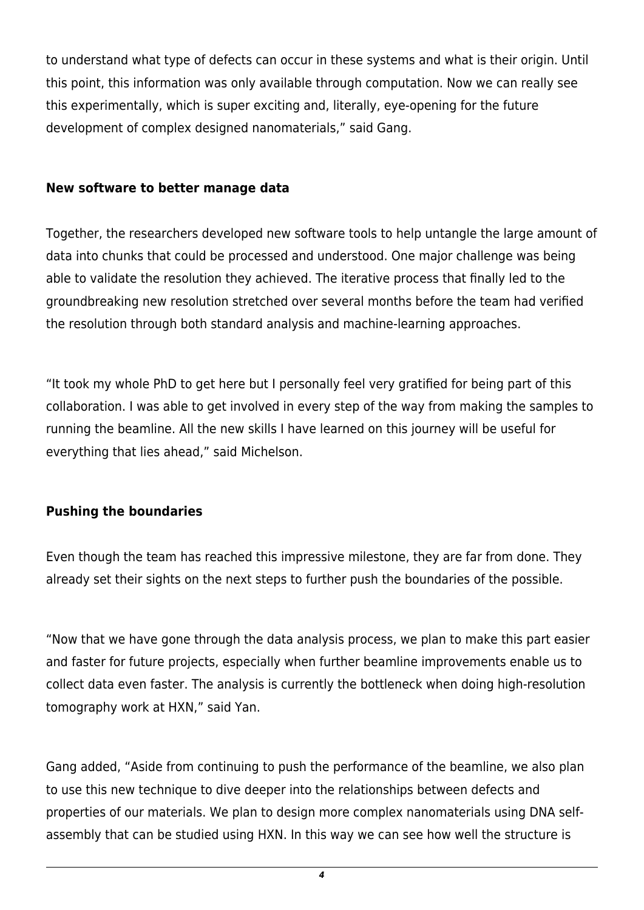to understand what type of defects can occur in these systems and what is their origin. Until this point, this information was only available through computation. Now we can really see this experimentally, which is super exciting and, literally, eye-opening for the future development of complex designed nanomaterials," said Gang.

**New software to better manage data**

Together, the researchers developed new software tools to help untangle the large amount of data into chunks that could be processed and understood. One major challenge was being able to validate the resolution they achieved. The iterative process that finally led to the groundbreaking new resolution stretched over several months before the team had verified the resolution through both standard analysis and machine-learning approaches.

"It took my whole PhD to get here but I personally feel very gratified for being part of this collaboration. I was able to get involved in every step of the way from making the samples to running the beamline. All the new skills I have learned on this journey will be useful for everything that lies ahead," said Michelson.

**Pushing the boundaries**

Even though the team has reached this impressive milestone, they are far from done. They already set their sights on the next steps to further push the boundaries of the possible.

"Now that we have gone through the data analysis process, we plan to make this part easier and faster for future projects, especially when further beamline improvements enable us to collect data even faster. The analysis is currently the bottleneck when doing high-resolution tomography work at HXN," said Yan.

Gang added, "Aside from continuing to push the performance of the beamline, we also plan to use this new technique to dive deeper into the relationships between defects and properties of our materials. We plan to design more complex nanomaterials using DNA self-assembly that can be studied using HXN. In this way we can see how well the structure is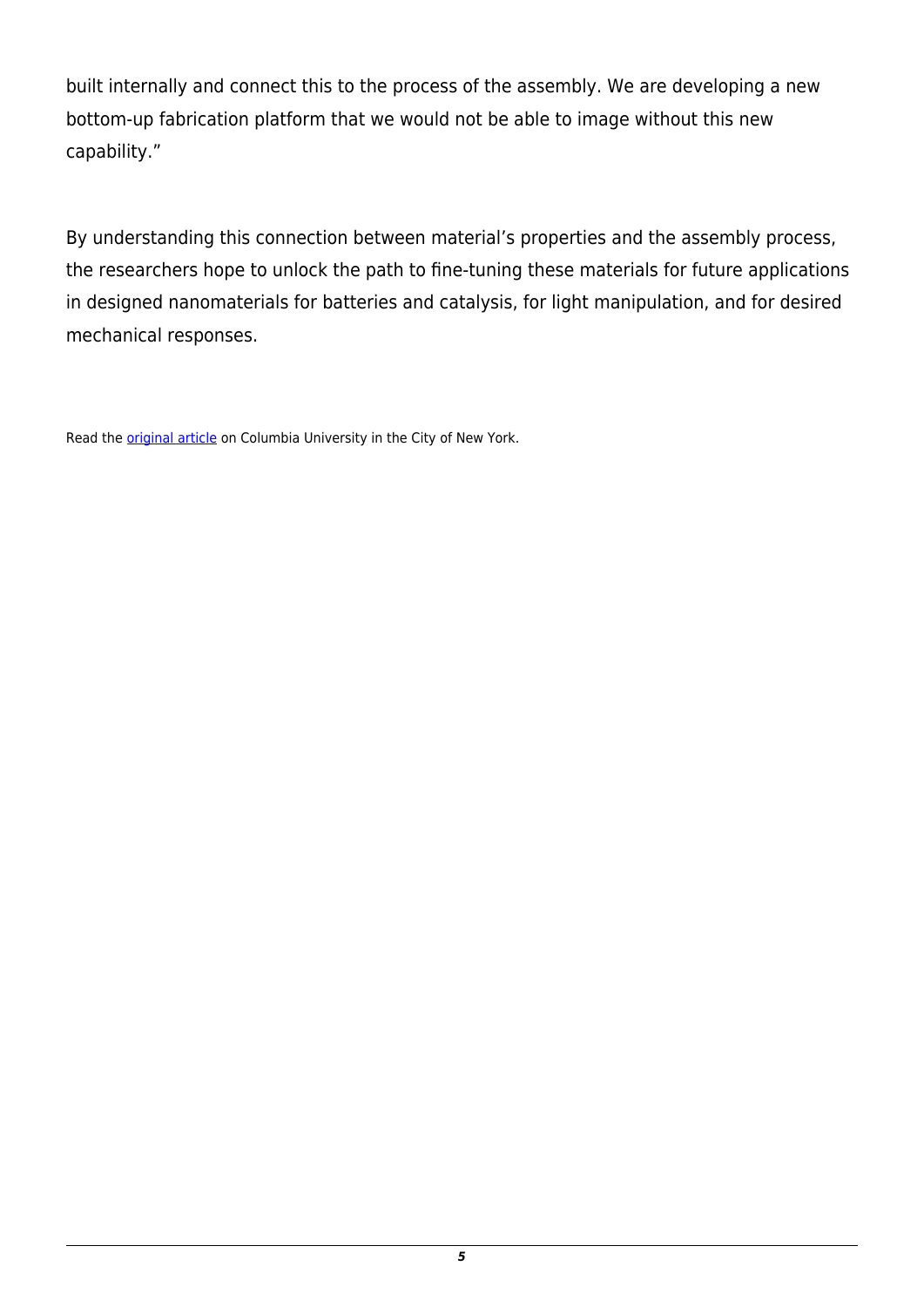built internally and connect this to the process of the assembly. We are developing a new bottom-up fabrication platform that we would not be able to image without this new capability."

By understanding this connection between material's properties and the assembly process, the researchers hope to unlock the path to fine-tuning these materials for future applications in designed nanomaterials for batteries and catalysis, for light manipulation, and for desired mechanical responses.

Read the original article on Columbia University in the City of New York.